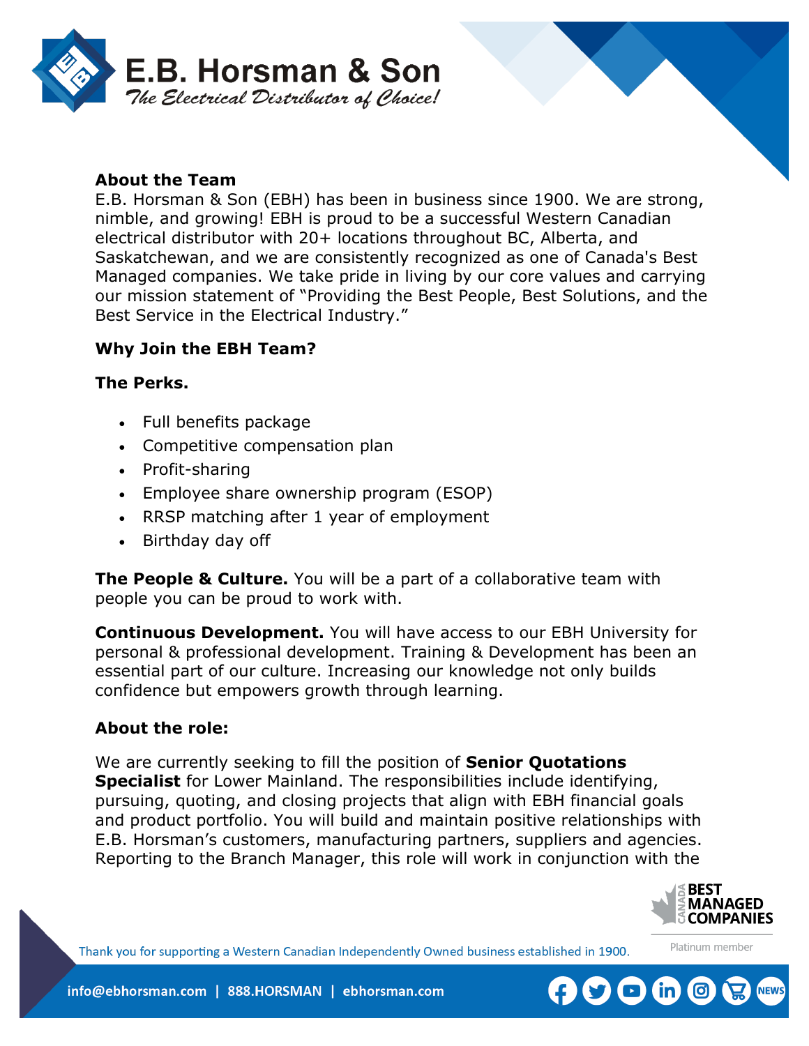**About the Team**
E.B. Horsman & Son (EBH) has been in business since 1900. We are strong, nimble, and growing! EBH is proud to be a successful Western Canadian electrical distributor with 20+ locations throughout BC, Alberta, and Saskatchewan, and we are consistently recognized as one of Canada's Best Managed companies. We take pride in living by our core values and carrying our mission statement of "Providing the Best People, Best Solutions, and the Best Service in the Electrical Industry."

**Why Join the EBH Team?**

**The Perks.**

- Full benefits package
- Competitive compensation plan
- Profit-sharing
- Employee share ownership program (ESOP)
- RRSP matching after 1 year of employment
- Birthday day off

**The People & Culture.** You will be a part of a collaborative team with people you can be proud to work with.

**Continuous Development.** You will have access to our EBH University for personal & professional development. Training & Development has been an essential part of our culture. Increasing our knowledge not only builds confidence but empowers growth through learning.

**About the role:**

We are currently seeking to fill the position of **Senior Quotations Specialist** for Lower Mainland. The responsibilities include identifying, pursuing, quoting, and closing projects that align with EBH financial goals and product portfolio. You will build and maintain positive relationships with E.B. Horsman's customers, manufacturing partners, suppliers and agencies. Reporting to the Branch Manager, this role will work in conjunction with the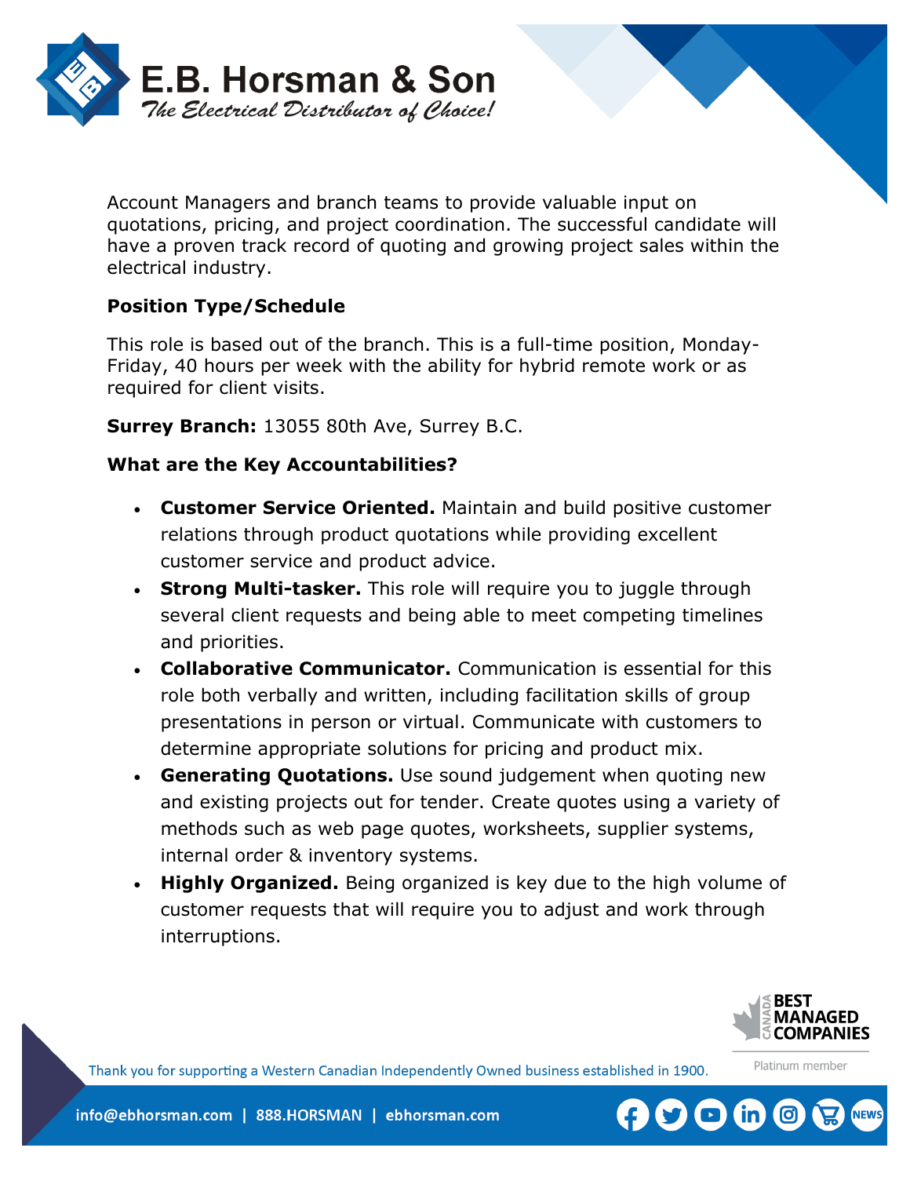Account Managers and branch teams to provide valuable input on quotations, pricing, and project coordination. The successful candidate will have a proven track record of quoting and growing project sales within the electrical industry.

**Position Type/Schedule**

This role is based out of the branch. This is a full-time position, Monday-Friday, 40 hours per week with the ability for hybrid remote work or as required for client visits.

**Surrey Branch:** 13055 80th Ave, Surrey B.C.

**What are the Key Accountabilities?**

- **Customer Service Oriented.** Maintain and build positive customer relations through product quotations while providing excellent customer service and product advice.
- **Strong Multi-tasker.** This role will require you to juggle through several client requests and being able to meet competing timelines and priorities.
- **Collaborative Communicator.** Communication is essential for this role both verbally and written, including facilitation skills of group presentations in person or virtual. Communicate with customers to determine appropriate solutions for pricing and product mix.
- **Generating Quotations.** Use sound judgement when quoting new and existing projects out for tender. Create quotes using a variety of methods such as web page quotes, worksheets, supplier systems, internal order & inventory systems.
- **Highly Organized.** Being organized is key due to the high volume of customer requests that will require you to adjust and work through interruptions.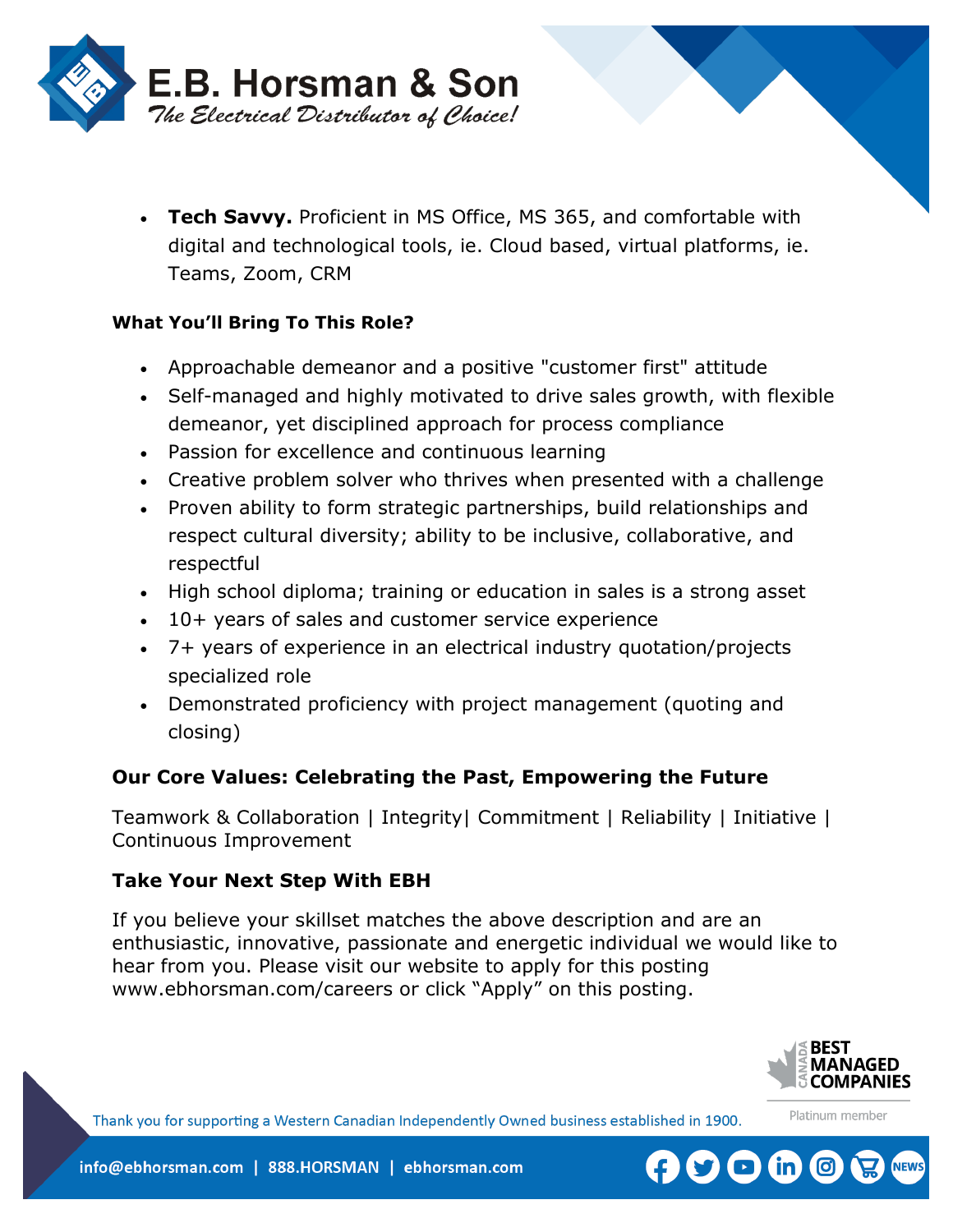- **Tech Savvy.** Proficient in MS Office, MS 365, and comfortable with digital and technological tools, ie. Cloud based, virtual platforms, ie. Teams, Zoom, CRM

**What You'll Bring To This Role?**

- Approachable demeanor and a positive "customer first" attitude
- Self-managed and highly motivated to drive sales growth, with flexible demeanor, yet disciplined approach for process compliance
- Passion for excellence and continuous learning
- Creative problem solver who thrives when presented with a challenge
- Proven ability to form strategic partnerships, build relationships and respect cultural diversity; ability to be inclusive, collaborative, and respectful
- High school diploma; training or education in sales is a strong asset
- 10+ years of sales and customer service experience
- 7+ years of experience in an electrical industry quotation/projects specialized role
- Demonstrated proficiency with project management (quoting and closing)

## Our Core Values: Celebrating the Past, Empowering the Future

Teamwork & Collaboration | Integrity| Commitment | Reliability | Initiative | Continuous Improvement

## Take Your Next Step With EBH

If you believe your skillset matches the above description and are an enthusiastic, innovative, passionate and energetic individual we would like to hear from you. Please visit our website to apply for this posting www.ebhorsman.com/careers or click "Apply" on this posting.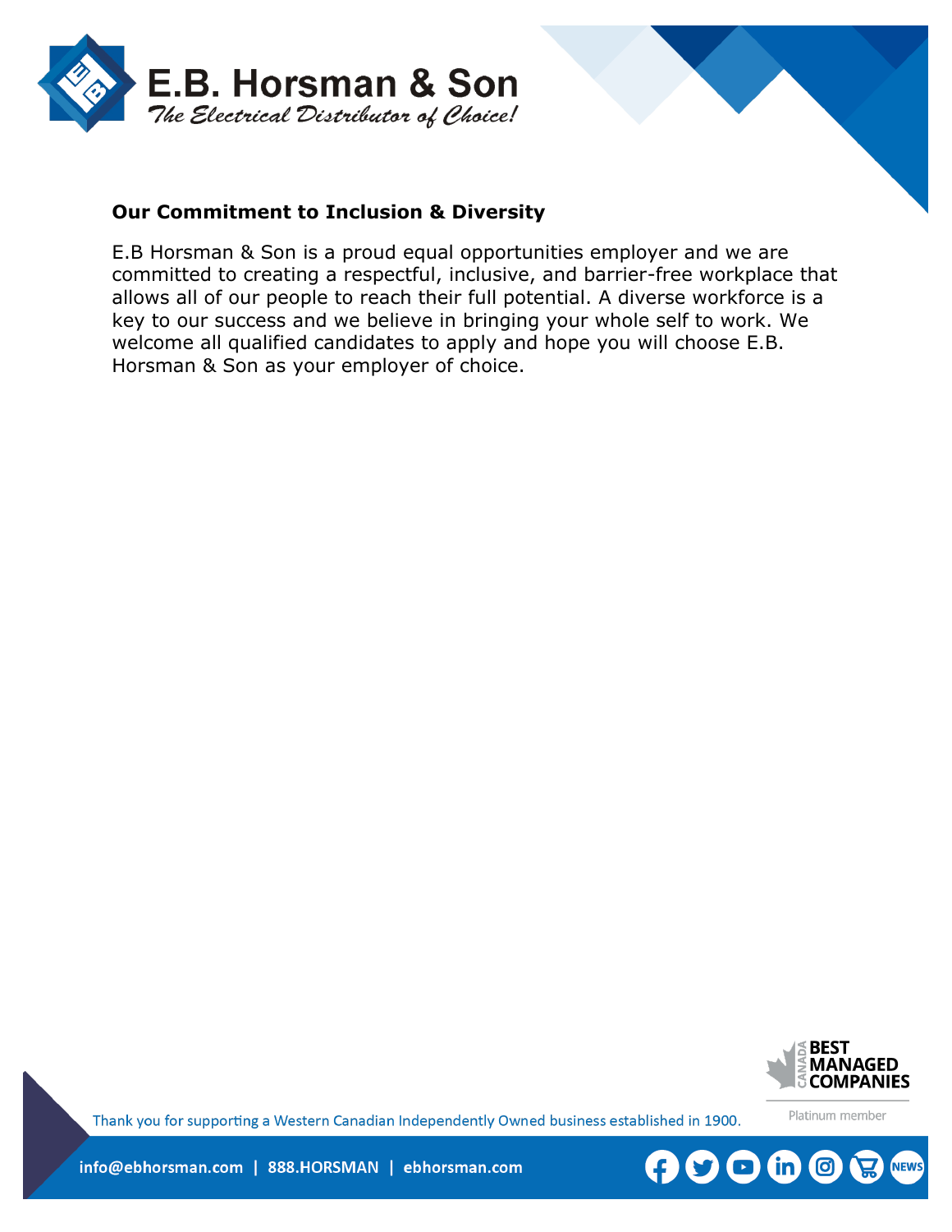## Our Commitment to Inclusion & Diversity

E.B Horsman & Son is a proud equal opportunities employer and we are committed to creating a respectful, inclusive, and barrier-free workplace that allows all of our people to reach their full potential. A diverse workforce is a key to our success and we believe in bringing your whole self to work. We welcome all qualified candidates to apply and hope you will choose E.B. Horsman & Son as your employer of choice.